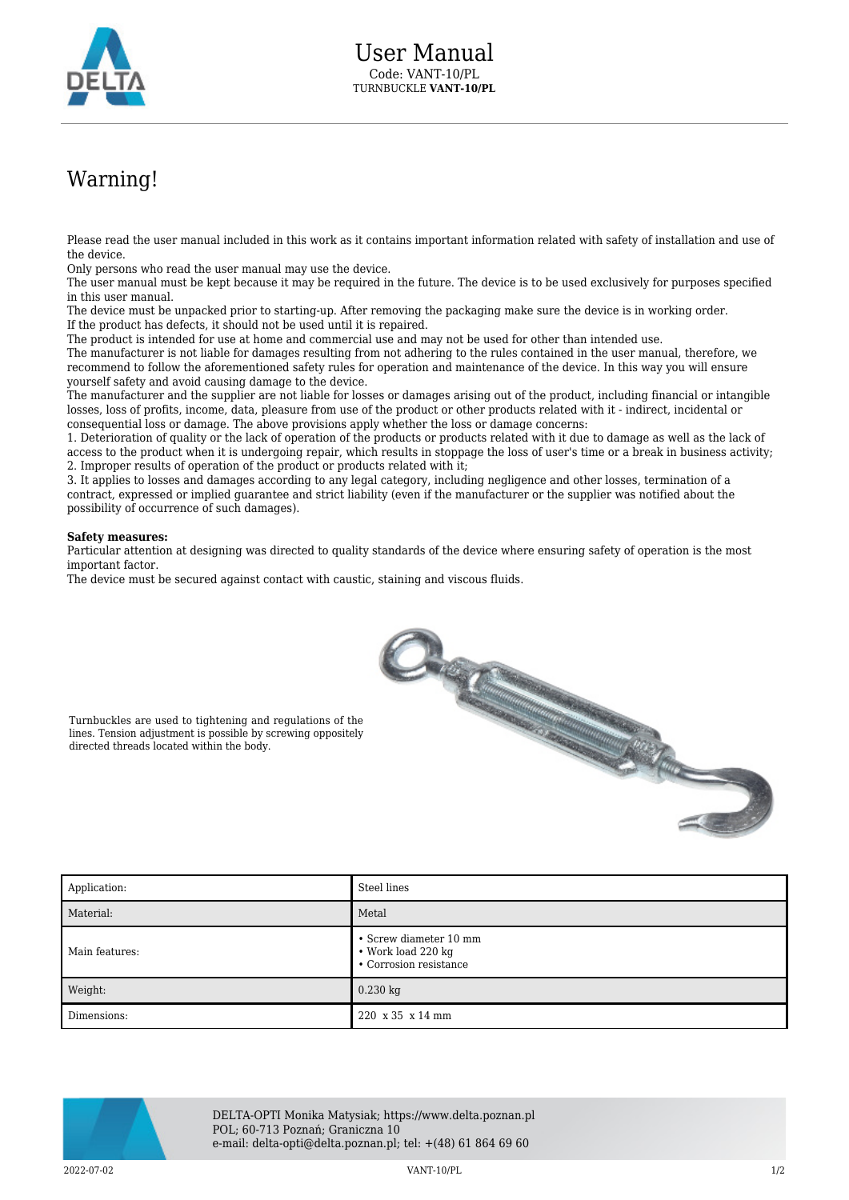# User Manual

Code: VANT-10/PL

TURNBUCKLE **VANT-10/PL**

## Warning!

Please read the user manual included in this work as it contains important information related with safety of installation and use of the device.
Only persons who read the user manual may use the device.
The user manual must be kept because it may be required in the future. The device is to be used exclusively for purposes specified in this user manual.
The device must be unpacked prior to starting-up. After removing the packaging make sure the device is in working order.
If the product has defects, it should not be used until it is repaired.
The product is intended for use at home and commercial use and may not be used for other than intended use.
The manufacturer is not liable for damages resulting from not adhering to the rules contained in the user manual, therefore, we recommend to follow the aforementioned safety rules for operation and maintenance of the device. In this way you will ensure yourself safety and avoid causing damage to the device.
The manufacturer and the supplier are not liable for losses or damages arising out of the product, including financial or intangible losses, loss of profits, income, data, pleasure from use of the product or other products related with it - indirect, incidental or consequential loss or damage. The above provisions apply whether the loss or damage concerns:
1. Deterioration of quality or the lack of operation of the products or products related with it due to damage as well as the lack of access to the product when it is undergoing repair, which results in stoppage the loss of user's time or a break in business activity;
2. Improper results of operation of the product or products related with it;
3. It applies to losses and damages according to any legal category, including negligence and other losses, termination of a contract, expressed or implied guarantee and strict liability (even if the manufacturer or the supplier was notified about the possibility of occurrence of such damages).

**Safety measures:**
Particular attention at designing was directed to quality standards of the device where ensuring safety of operation is the most important factor.
The device must be secured against contact with caustic, staining and viscous fluids.

Turnbuckles are used to tightening and regulations of the lines. Tension adjustment is possible by screwing oppositely directed threads located within the body.

| Application: | Steel lines |
| --- | --- |
| Material: | Metal |
| Main features: | • Screw diameter 10 mm<br>• Work load 220 kg<br>• Corrosion resistance |
| Weight: | 0.230 kg |
| Dimensions: | 220 x 35 x 14 mm |

DELTA-OPTI Monika Matysiak; https://www.delta.poznan.pl
POL; 60-713 Poznań; Graniczna 10
e-mail: delta-opti@delta.poznan.pl; tel: +(48) 61 864 69 60

2022-07-02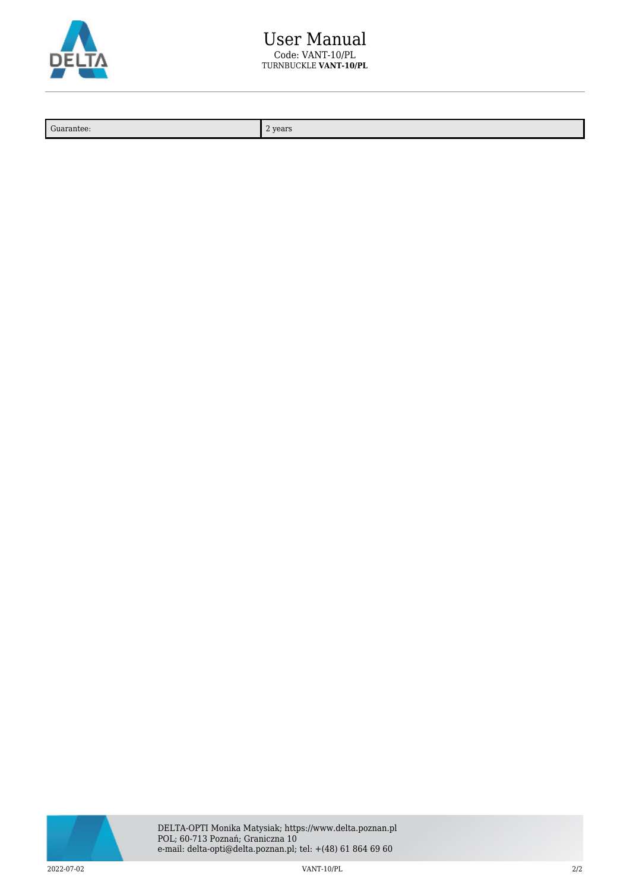| | |
|---|---|
| Guarantee: | 2 years |